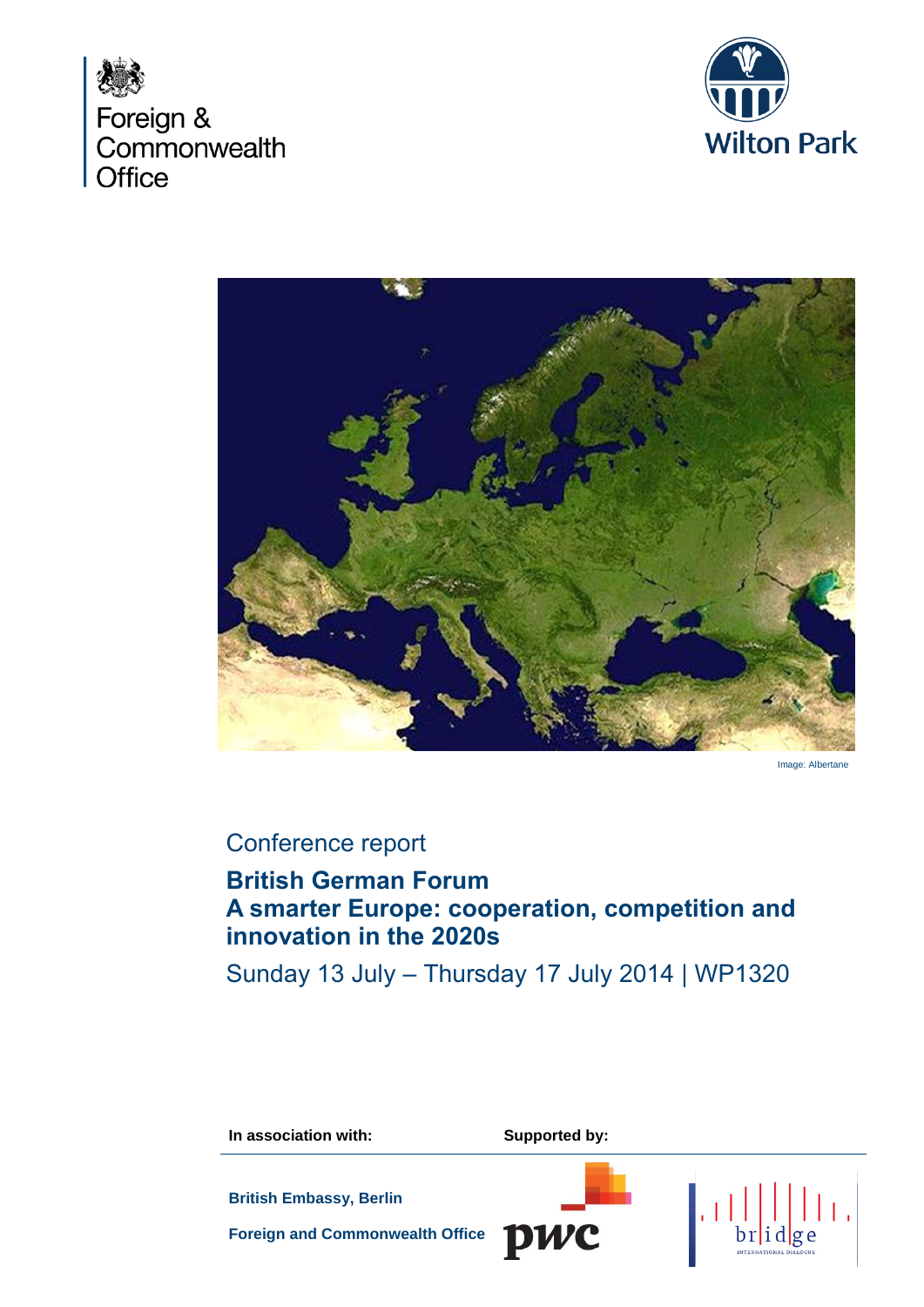Foreign & Commonwealth Office

Wilton Park

Image: Albertane

Conference report

# British German Forum
# A smarter Europe: cooperation, competition and innovation in the 2020s

Sunday 13 July – Thursday 17 July 2014 | WP1320

**In association with:**

**British Embassy, Berlin**

**Foreign and Commonwealth Office**

**Supported by:**

pwc

bridge INTERNATIONAL DIALOGUE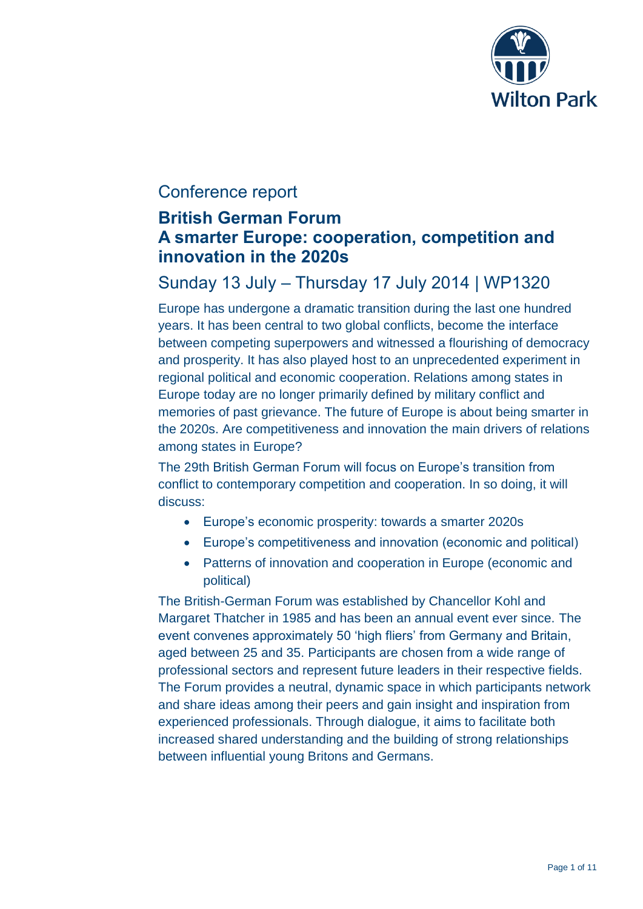Conference report

# British German Forum
# A smarter Europe: cooperation, competition and innovation in the 2020s

## Sunday 13 July – Thursday 17 July 2014 | WP1320

Europe has undergone a dramatic transition during the last one hundred years. It has been central to two global conflicts, become the interface between competing superpowers and witnessed a flourishing of democracy and prosperity. It has also played host to an unprecedented experiment in regional political and economic cooperation. Relations among states in Europe today are no longer primarily defined by military conflict and memories of past grievance. The future of Europe is about being smarter in the 2020s. Are competitiveness and innovation the main drivers of relations among states in Europe?

The 29th British German Forum will focus on Europe's transition from conflict to contemporary competition and cooperation. In so doing, it will discuss:

- Europe's economic prosperity: towards a smarter 2020s
- Europe's competitiveness and innovation (economic and political)
- Patterns of innovation and cooperation in Europe (economic and political)

The British-German Forum was established by Chancellor Kohl and Margaret Thatcher in 1985 and has been an annual event ever since. The event convenes approximately 50 'high fliers' from Germany and Britain, aged between 25 and 35. Participants are chosen from a wide range of professional sectors and represent future leaders in their respective fields. The Forum provides a neutral, dynamic space in which participants network and share ideas among their peers and gain insight and inspiration from experienced professionals. Through dialogue, it aims to facilitate both increased shared understanding and the building of strong relationships between influential young Britons and Germans.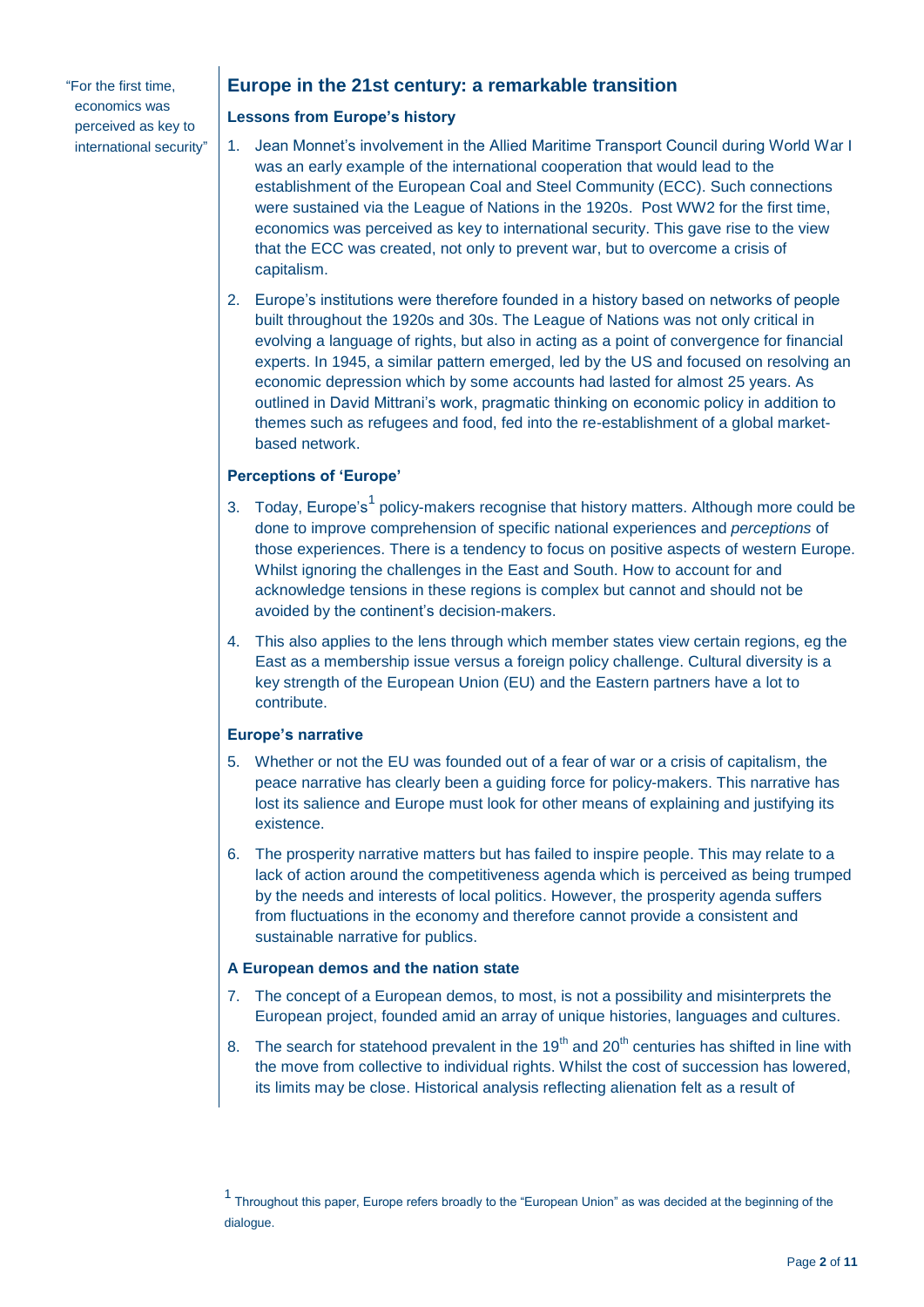"For the first time, economics was perceived as key to international security"

## Europe in the 21st century: a remarkable transition

### Lessons from Europe's history

1. Jean Monnet's involvement in the Allied Maritime Transport Council during World War I was an early example of the international cooperation that would lead to the establishment of the European Coal and Steel Community (ECC). Such connections were sustained via the League of Nations in the 1920s. Post WW2 for the first time, economics was perceived as key to international security. This gave rise to the view that the ECC was created, not only to prevent war, but to overcome a crisis of capitalism.

2. Europe's institutions were therefore founded in a history based on networks of people built throughout the 1920s and 30s. The League of Nations was not only critical in evolving a language of rights, but also in acting as a point of convergence for financial experts. In 1945, a similar pattern emerged, led by the US and focused on resolving an economic depression which by some accounts had lasted for almost 25 years. As outlined in David Mittrani's work, pragmatic thinking on economic policy in addition to themes such as refugees and food, fed into the re-establishment of a global market-based network.

### Perceptions of 'Europe'

3. Today, Europe's[1] policy-makers recognise that history matters. Although more could be done to improve comprehension of specific national experiences and *perceptions* of those experiences. There is a tendency to focus on positive aspects of western Europe. Whilst ignoring the challenges in the East and South. How to account for and acknowledge tensions in these regions is complex but cannot and should not be avoided by the continent's decision-makers.

4. This also applies to the lens through which member states view certain regions, eg the East as a membership issue versus a foreign policy challenge. Cultural diversity is a key strength of the European Union (EU) and the Eastern partners have a lot to contribute.

### Europe's narrative

5. Whether or not the EU was founded out of a fear of war or a crisis of capitalism, the peace narrative has clearly been a guiding force for policy-makers. This narrative has lost its salience and Europe must look for other means of explaining and justifying its existence.

6. The prosperity narrative matters but has failed to inspire people. This may relate to a lack of action around the competitiveness agenda which is perceived as being trumped by the needs and interests of local politics. However, the prosperity agenda suffers from fluctuations in the economy and therefore cannot provide a consistent and sustainable narrative for publics.

### A European demos and the nation state

7. The concept of a European demos, to most, is not a possibility and misinterprets the European project, founded amid an array of unique histories, languages and cultures.

8. The search for statehood prevalent in the 19th and 20th centuries has shifted in line with the move from collective to individual rights. Whilst the cost of succession has lowered, its limits may be close. Historical analysis reflecting alienation felt as a result of

[1] Throughout this paper, Europe refers broadly to the "European Union" as was decided at the beginning of the dialogue.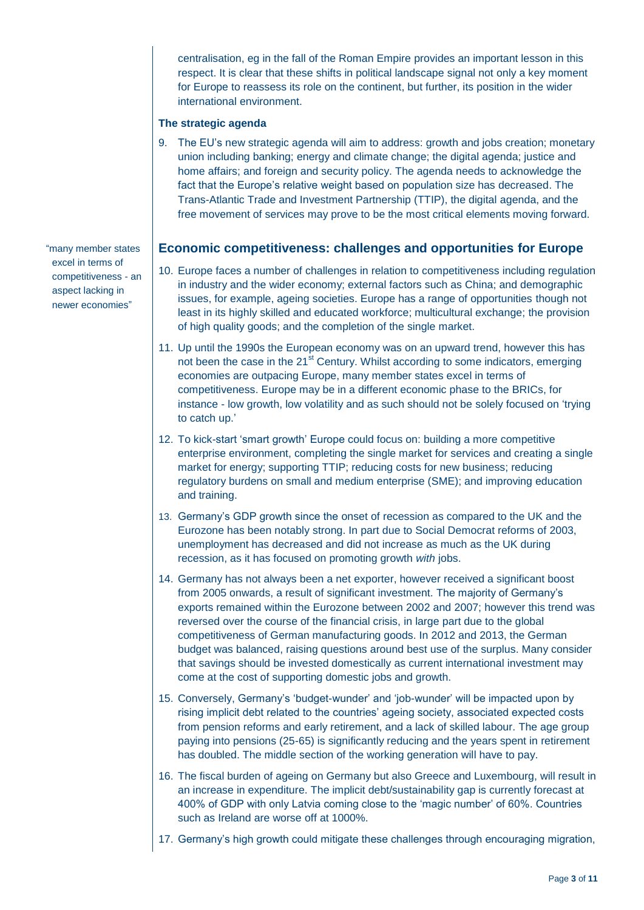centralisation, eg in the fall of the Roman Empire provides an important lesson in this respect. It is clear that these shifts in political landscape signal not only a key moment for Europe to reassess its role on the continent, but further, its position in the wider international environment.

**The strategic agenda**

9. The EU's new strategic agenda will aim to address: growth and jobs creation; monetary union including banking; energy and climate change; the digital agenda; justice and home affairs; and foreign and security policy. The agenda needs to acknowledge the fact that the Europe's relative weight based on population size has decreased. The Trans-Atlantic Trade and Investment Partnership (TTIP), the digital agenda, and the free movement of services may prove to be the most critical elements moving forward.

## Economic competitiveness: challenges and opportunities for Europe

"many member states excel in terms of competitiveness - an aspect lacking in newer economies"

10. Europe faces a number of challenges in relation to competitiveness including regulation in industry and the wider economy; external factors such as China; and demographic issues, for example, ageing societies. Europe has a range of opportunities though not least in its highly skilled and educated workforce; multicultural exchange; the provision of high quality goods; and the completion of the single market.

11. Up until the 1990s the European economy was on an upward trend, however this has not been the case in the 21st Century. Whilst according to some indicators, emerging economies are outpacing Europe, many member states excel in terms of competitiveness. Europe may be in a different economic phase to the BRICs, for instance - low growth, low volatility and as such should not be solely focused on 'trying to catch up.'

12. To kick-start 'smart growth' Europe could focus on: building a more competitive enterprise environment, completing the single market for services and creating a single market for energy; supporting TTIP; reducing costs for new business; reducing regulatory burdens on small and medium enterprise (SME); and improving education and training.

13. Germany's GDP growth since the onset of recession as compared to the UK and the Eurozone has been notably strong. In part due to Social Democrat reforms of 2003, unemployment has decreased and did not increase as much as the UK during recession, as it has focused on promoting growth *with* jobs.

14. Germany has not always been a net exporter, however received a significant boost from 2005 onwards, a result of significant investment. The majority of Germany's exports remained within the Eurozone between 2002 and 2007; however this trend was reversed over the course of the financial crisis, in large part due to the global competitiveness of German manufacturing goods. In 2012 and 2013, the German budget was balanced, raising questions around best use of the surplus. Many consider that savings should be invested domestically as current international investment may come at the cost of supporting domestic jobs and growth.

15. Conversely, Germany's 'budget-wunder' and 'job-wunder' will be impacted upon by rising implicit debt related to the countries' ageing society, associated expected costs from pension reforms and early retirement, and a lack of skilled labour. The age group paying into pensions (25-65) is significantly reducing and the years spent in retirement has doubled. The middle section of the working generation will have to pay.

16. The fiscal burden of ageing on Germany but also Greece and Luxembourg, will result in an increase in expenditure. The implicit debt/sustainability gap is currently forecast at 400% of GDP with only Latvia coming close to the 'magic number' of 60%. Countries such as Ireland are worse off at 1000%.

17. Germany's high growth could mitigate these challenges through encouraging migration,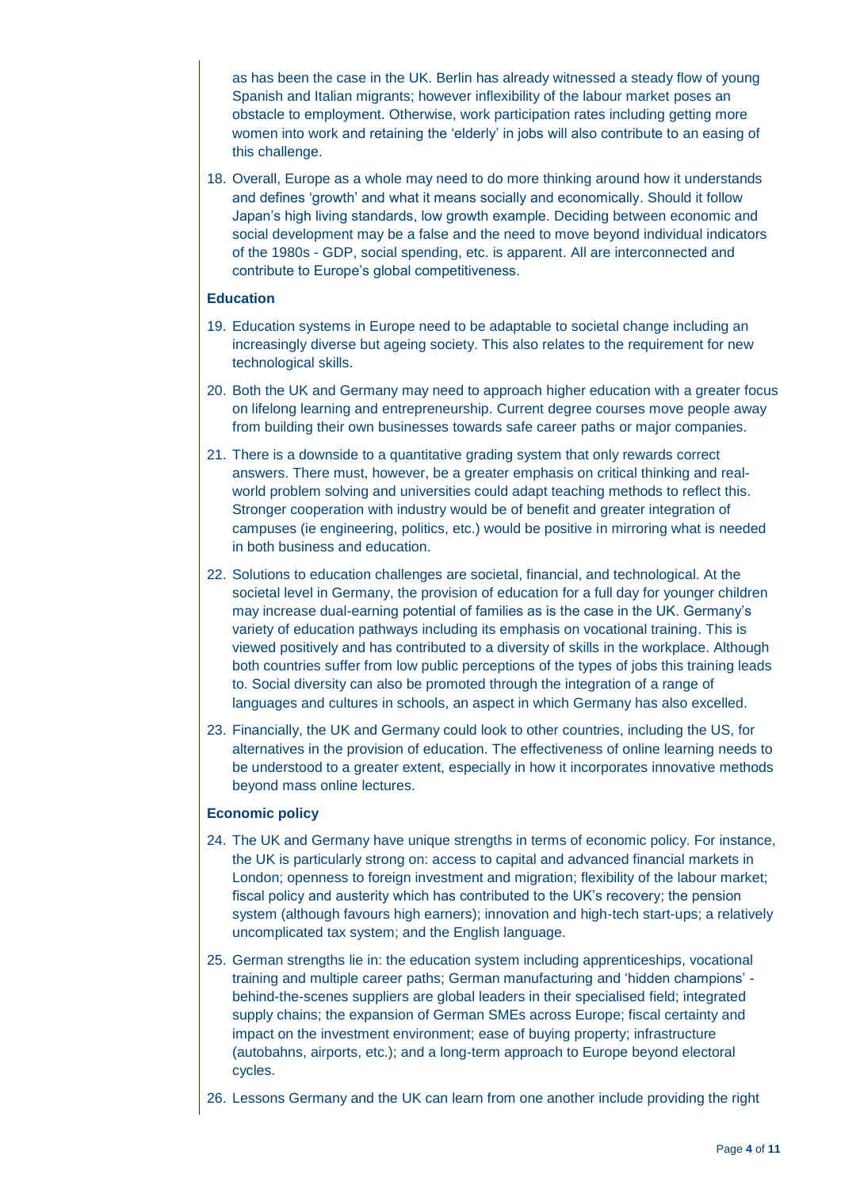as has been the case in the UK. Berlin has already witnessed a steady flow of young Spanish and Italian migrants; however inflexibility of the labour market poses an obstacle to employment. Otherwise, work participation rates including getting more women into work and retaining the 'elderly' in jobs will also contribute to an easing of this challenge.

18. Overall, Europe as a whole may need to do more thinking around how it understands and defines 'growth' and what it means socially and economically. Should it follow Japan's high living standards, low growth example. Deciding between economic and social development may be a false and the need to move beyond individual indicators of the 1980s - GDP, social spending, etc. is apparent. All are interconnected and contribute to Europe's global competitiveness.

**Education**

19. Education systems in Europe need to be adaptable to societal change including an increasingly diverse but ageing society. This also relates to the requirement for new technological skills.

20. Both the UK and Germany may need to approach higher education with a greater focus on lifelong learning and entrepreneurship. Current degree courses move people away from building their own businesses towards safe career paths or major companies.

21. There is a downside to a quantitative grading system that only rewards correct answers. There must, however, be a greater emphasis on critical thinking and real-world problem solving and universities could adapt teaching methods to reflect this. Stronger cooperation with industry would be of benefit and greater integration of campuses (ie engineering, politics, etc.) would be positive in mirroring what is needed in both business and education.

22. Solutions to education challenges are societal, financial, and technological. At the societal level in Germany, the provision of education for a full day for younger children may increase dual-earning potential of families as is the case in the UK. Germany's variety of education pathways including its emphasis on vocational training. This is viewed positively and has contributed to a diversity of skills in the workplace. Although both countries suffer from low public perceptions of the types of jobs this training leads to. Social diversity can also be promoted through the integration of a range of languages and cultures in schools, an aspect in which Germany has also excelled.

23. Financially, the UK and Germany could look to other countries, including the US, for alternatives in the provision of education. The effectiveness of online learning needs to be understood to a greater extent, especially in how it incorporates innovative methods beyond mass online lectures.

**Economic policy**

24. The UK and Germany have unique strengths in terms of economic policy. For instance, the UK is particularly strong on: access to capital and advanced financial markets in London; openness to foreign investment and migration; flexibility of the labour market; fiscal policy and austerity which has contributed to the UK's recovery; the pension system (although favours high earners); innovation and high-tech start-ups; a relatively uncomplicated tax system; and the English language.

25. German strengths lie in: the education system including apprenticeships, vocational training and multiple career paths; German manufacturing and 'hidden champions' - behind-the-scenes suppliers are global leaders in their specialised field; integrated supply chains; the expansion of German SMEs across Europe; fiscal certainty and impact on the investment environment; ease of buying property; infrastructure (autobahns, airports, etc.); and a long-term approach to Europe beyond electoral cycles.

26. Lessons Germany and the UK can learn from one another include providing the right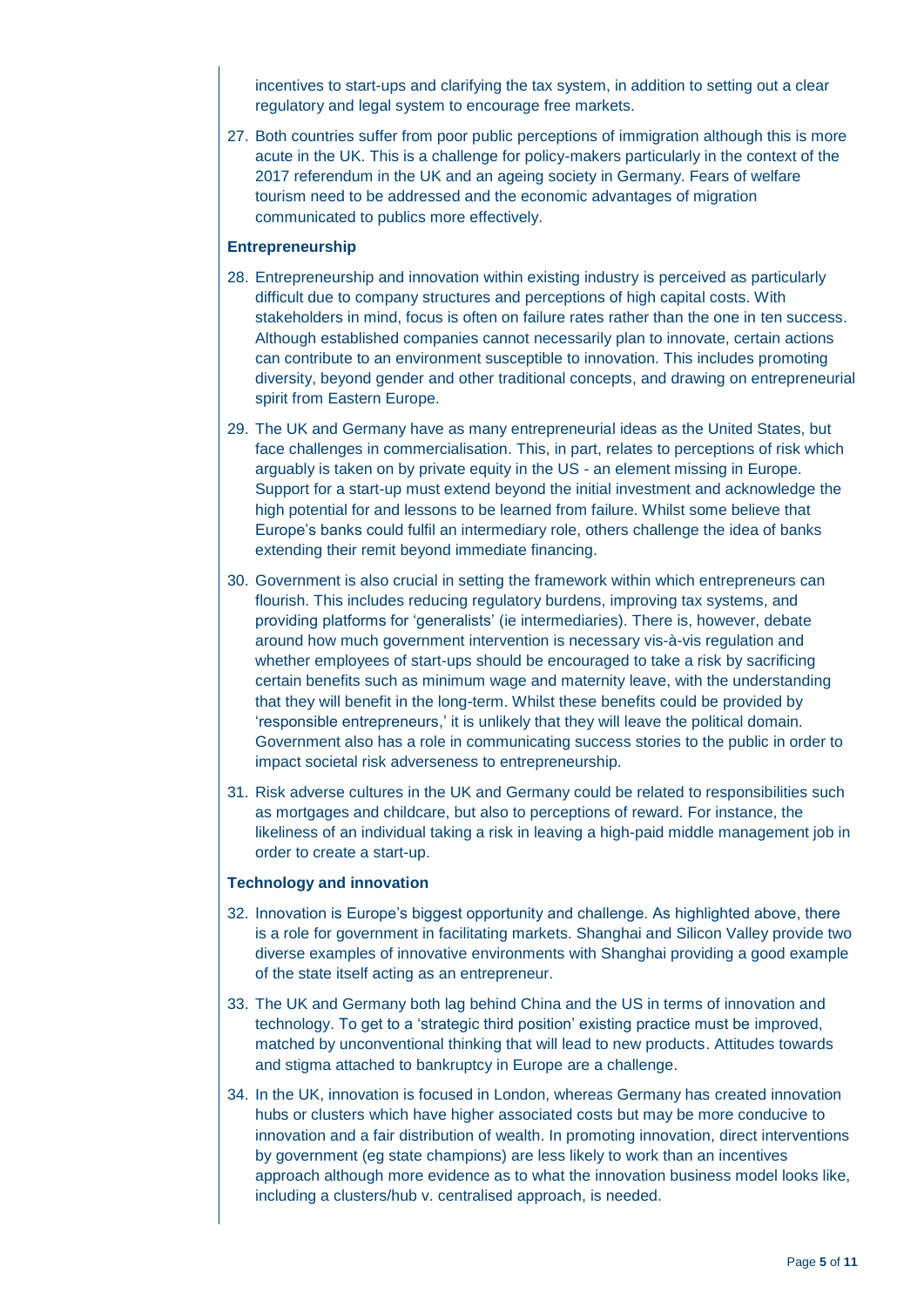incentives to start-ups and clarifying the tax system, in addition to setting out a clear regulatory and legal system to encourage free markets.

27. Both countries suffer from poor public perceptions of immigration although this is more acute in the UK. This is a challenge for policy-makers particularly in the context of the 2017 referendum in the UK and an ageing society in Germany. Fears of welfare tourism need to be addressed and the economic advantages of migration communicated to publics more effectively.

**Entrepreneurship**

28. Entrepreneurship and innovation within existing industry is perceived as particularly difficult due to company structures and perceptions of high capital costs. With stakeholders in mind, focus is often on failure rates rather than the one in ten success. Although established companies cannot necessarily plan to innovate, certain actions can contribute to an environment susceptible to innovation. This includes promoting diversity, beyond gender and other traditional concepts, and drawing on entrepreneurial spirit from Eastern Europe.

29. The UK and Germany have as many entrepreneurial ideas as the United States, but face challenges in commercialisation. This, in part, relates to perceptions of risk which arguably is taken on by private equity in the US - an element missing in Europe. Support for a start-up must extend beyond the initial investment and acknowledge the high potential for and lessons to be learned from failure. Whilst some believe that Europe's banks could fulfil an intermediary role, others challenge the idea of banks extending their remit beyond immediate financing.

30. Government is also crucial in setting the framework within which entrepreneurs can flourish. This includes reducing regulatory burdens, improving tax systems, and providing platforms for 'generalists' (ie intermediaries). There is, however, debate around how much government intervention is necessary vis-à-vis regulation and whether employees of start-ups should be encouraged to take a risk by sacrificing certain benefits such as minimum wage and maternity leave, with the understanding that they will benefit in the long-term. Whilst these benefits could be provided by 'responsible entrepreneurs,' it is unlikely that they will leave the political domain. Government also has a role in communicating success stories to the public in order to impact societal risk adverseness to entrepreneurship.

31. Risk adverse cultures in the UK and Germany could be related to responsibilities such as mortgages and childcare, but also to perceptions of reward. For instance, the likeliness of an individual taking a risk in leaving a high-paid middle management job in order to create a start-up.

**Technology and innovation**

32. Innovation is Europe's biggest opportunity and challenge. As highlighted above, there is a role for government in facilitating markets. Shanghai and Silicon Valley provide two diverse examples of innovative environments with Shanghai providing a good example of the state itself acting as an entrepreneur.

33. The UK and Germany both lag behind China and the US in terms of innovation and technology. To get to a 'strategic third position' existing practice must be improved, matched by unconventional thinking that will lead to new products. Attitudes towards and stigma attached to bankruptcy in Europe are a challenge.

34. In the UK, innovation is focused in London, whereas Germany has created innovation hubs or clusters which have higher associated costs but may be more conducive to innovation and a fair distribution of wealth. In promoting innovation, direct interventions by government (eg state champions) are less likely to work than an incentives approach although more evidence as to what the innovation business model looks like, including a clusters/hub v. centralised approach, is needed.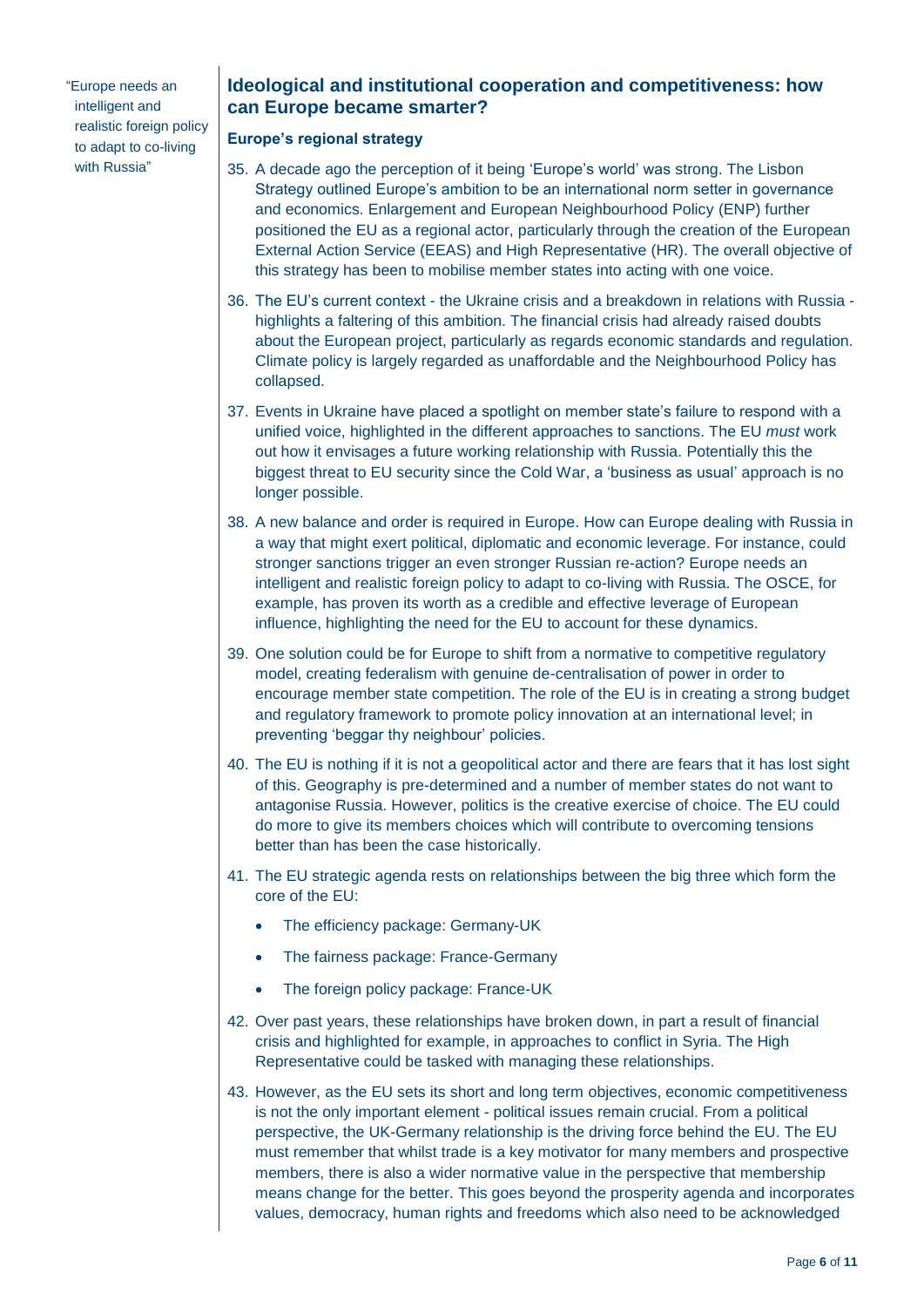"Europe needs an intelligent and realistic foreign policy to adapt to co-living with Russia"

## Ideological and institutional cooperation and competitiveness: how can Europe became smarter?

### Europe's regional strategy

35. A decade ago the perception of it being 'Europe's world' was strong. The Lisbon Strategy outlined Europe's ambition to be an international norm setter in governance and economics. Enlargement and European Neighbourhood Policy (ENP) further positioned the EU as a regional actor, particularly through the creation of the European External Action Service (EEAS) and High Representative (HR). The overall objective of this strategy has been to mobilise member states into acting with one voice.

36. The EU's current context - the Ukraine crisis and a breakdown in relations with Russia - highlights a faltering of this ambition. The financial crisis had already raised doubts about the European project, particularly as regards economic standards and regulation. Climate policy is largely regarded as unaffordable and the Neighbourhood Policy has collapsed.

37. Events in Ukraine have placed a spotlight on member state's failure to respond with a unified voice, highlighted in the different approaches to sanctions. The EU *must* work out how it envisages a future working relationship with Russia. Potentially this the biggest threat to EU security since the Cold War, a 'business as usual' approach is no longer possible.

38. A new balance and order is required in Europe. How can Europe dealing with Russia in a way that might exert political, diplomatic and economic leverage. For instance, could stronger sanctions trigger an even stronger Russian re-action? Europe needs an intelligent and realistic foreign policy to adapt to co-living with Russia. The OSCE, for example, has proven its worth as a credible and effective leverage of European influence, highlighting the need for the EU to account for these dynamics.

39. One solution could be for Europe to shift from a normative to competitive regulatory model, creating federalism with genuine de-centralisation of power in order to encourage member state competition. The role of the EU is in creating a strong budget and regulatory framework to promote policy innovation at an international level; in preventing 'beggar thy neighbour' policies.

40. The EU is nothing if it is not a geopolitical actor and there are fears that it has lost sight of this. Geography is pre-determined and a number of member states do not want to antagonise Russia. However, politics is the creative exercise of choice. The EU could do more to give its members choices which will contribute to overcoming tensions better than has been the case historically.

41. The EU strategic agenda rests on relationships between the big three which form the core of the EU:

    - The efficiency package: Germany-UK
    - The fairness package: France-Germany
    - The foreign policy package: France-UK

42. Over past years, these relationships have broken down, in part a result of financial crisis and highlighted for example, in approaches to conflict in Syria. The High Representative could be tasked with managing these relationships.

43. However, as the EU sets its short and long term objectives, economic competitiveness is not the only important element - political issues remain crucial. From a political perspective, the UK-Germany relationship is the driving force behind the EU. The EU must remember that whilst trade is a key motivator for many members and prospective members, there is also a wider normative value in the perspective that membership means change for the better. This goes beyond the prosperity agenda and incorporates values, democracy, human rights and freedoms which also need to be acknowledged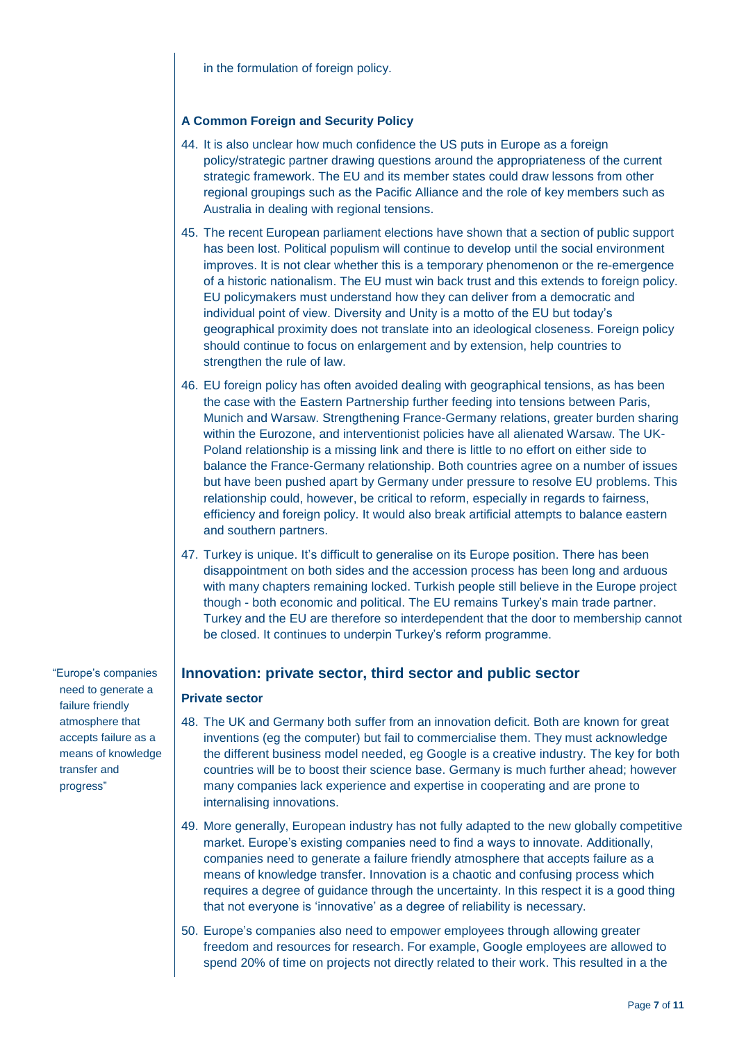in the formulation of foreign policy.

### A Common Foreign and Security Policy

44. It is also unclear how much confidence the US puts in Europe as a foreign policy/strategic partner drawing questions around the appropriateness of the current strategic framework. The EU and its member states could draw lessons from other regional groupings such as the Pacific Alliance and the role of key members such as Australia in dealing with regional tensions.

45. The recent European parliament elections have shown that a section of public support has been lost. Political populism will continue to develop until the social environment improves. It is not clear whether this is a temporary phenomenon or the re-emergence of a historic nationalism. The EU must win back trust and this extends to foreign policy. EU policymakers must understand how they can deliver from a democratic and individual point of view. Diversity and Unity is a motto of the EU but today's geographical proximity does not translate into an ideological closeness. Foreign policy should continue to focus on enlargement and by extension, help countries to strengthen the rule of law.

46. EU foreign policy has often avoided dealing with geographical tensions, as has been the case with the Eastern Partnership further feeding into tensions between Paris, Munich and Warsaw. Strengthening France-Germany relations, greater burden sharing within the Eurozone, and interventionist policies have all alienated Warsaw. The UK-Poland relationship is a missing link and there is little to no effort on either side to balance the France-Germany relationship. Both countries agree on a number of issues but have been pushed apart by Germany under pressure to resolve EU problems. This relationship could, however, be critical to reform, especially in regards to fairness, efficiency and foreign policy. It would also break artificial attempts to balance eastern and southern partners.

47. Turkey is unique. It's difficult to generalise on its Europe position. There has been disappointment on both sides and the accession process has been long and arduous with many chapters remaining locked. Turkish people still believe in the Europe project though - both economic and political. The EU remains Turkey's main trade partner. Turkey and the EU are therefore so interdependent that the door to membership cannot be closed. It continues to underpin Turkey's reform programme.

## Innovation: private sector, third sector and public sector

"Europe's companies need to generate a failure friendly atmosphere that accepts failure as a means of knowledge transfer and progress"

### Private sector

48. The UK and Germany both suffer from an innovation deficit. Both are known for great inventions (eg the computer) but fail to commercialise them. They must acknowledge the different business model needed, eg Google is a creative industry. The key for both countries will be to boost their science base. Germany is much further ahead; however many companies lack experience and expertise in cooperating and are prone to internalising innovations.

49. More generally, European industry has not fully adapted to the new globally competitive market. Europe's existing companies need to find a ways to innovate. Additionally, companies need to generate a failure friendly atmosphere that accepts failure as a means of knowledge transfer. Innovation is a chaotic and confusing process which requires a degree of guidance through the uncertainty. In this respect it is a good thing that not everyone is 'innovative' as a degree of reliability is necessary.

50. Europe's companies also need to empower employees through allowing greater freedom and resources for research. For example, Google employees are allowed to spend 20% of time on projects not directly related to their work. This resulted in a the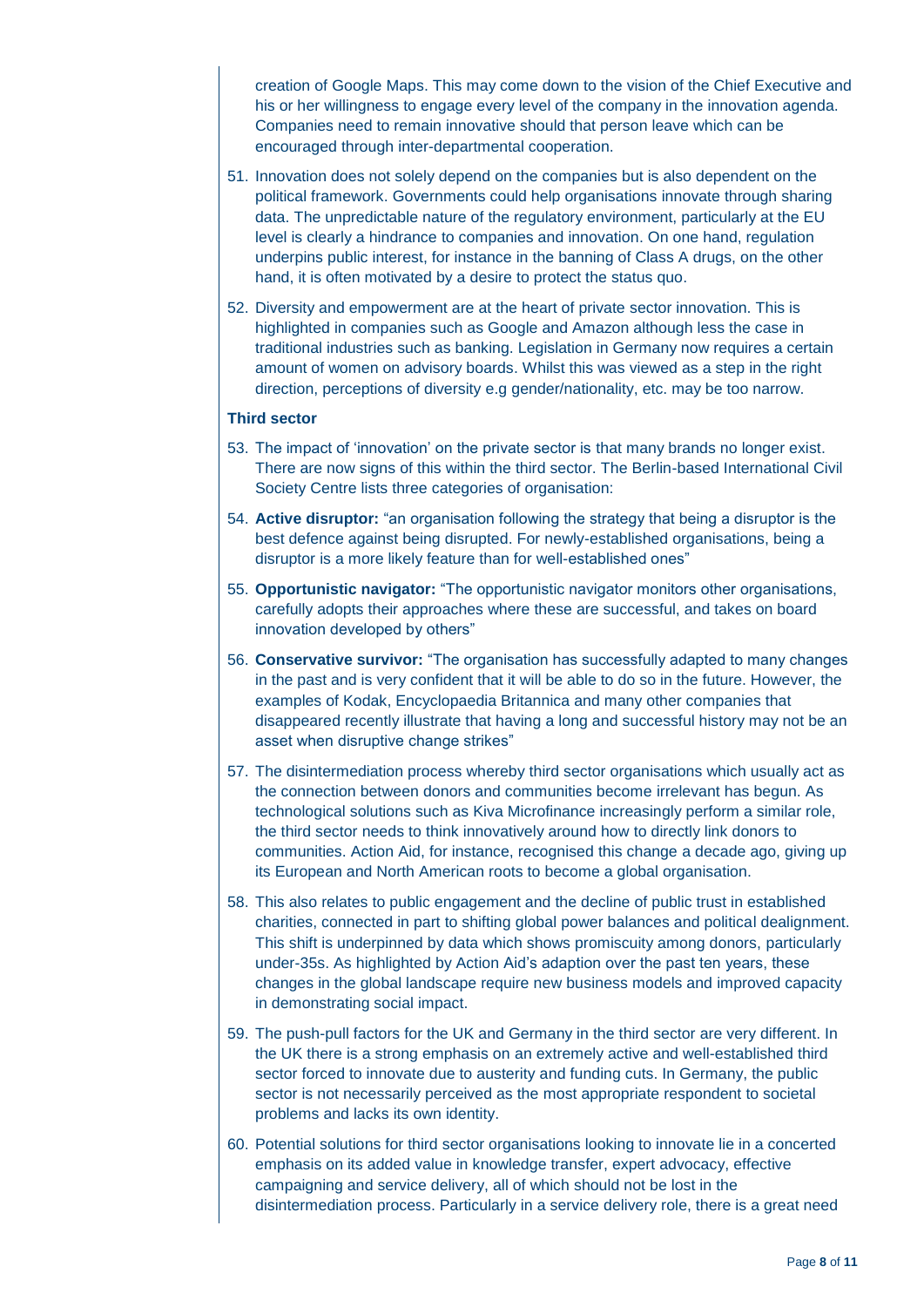creation of Google Maps. This may come down to the vision of the Chief Executive and his or her willingness to engage every level of the company in the innovation agenda. Companies need to remain innovative should that person leave which can be encouraged through inter-departmental cooperation.

51. Innovation does not solely depend on the companies but is also dependent on the political framework. Governments could help organisations innovate through sharing data. The unpredictable nature of the regulatory environment, particularly at the EU level is clearly a hindrance to companies and innovation. On one hand, regulation underpins public interest, for instance in the banning of Class A drugs, on the other hand, it is often motivated by a desire to protect the status quo.

52. Diversity and empowerment are at the heart of private sector innovation. This is highlighted in companies such as Google and Amazon although less the case in traditional industries such as banking. Legislation in Germany now requires a certain amount of women on advisory boards. Whilst this was viewed as a step in the right direction, perceptions of diversity e.g gender/nationality, etc. may be too narrow.

**Third sector**

53. The impact of 'innovation' on the private sector is that many brands no longer exist. There are now signs of this within the third sector. The Berlin-based International Civil Society Centre lists three categories of organisation:

54. **Active disruptor:** "an organisation following the strategy that being a disruptor is the best defence against being disrupted. For newly-established organisations, being a disruptor is a more likely feature than for well-established ones"

55. **Opportunistic navigator:** "The opportunistic navigator monitors other organisations, carefully adopts their approaches where these are successful, and takes on board innovation developed by others"

56. **Conservative survivor:** "The organisation has successfully adapted to many changes in the past and is very confident that it will be able to do so in the future. However, the examples of Kodak, Encyclopaedia Britannica and many other companies that disappeared recently illustrate that having a long and successful history may not be an asset when disruptive change strikes"

57. The disintermediation process whereby third sector organisations which usually act as the connection between donors and communities become irrelevant has begun. As technological solutions such as Kiva Microfinance increasingly perform a similar role, the third sector needs to think innovatively around how to directly link donors to communities. Action Aid, for instance, recognised this change a decade ago, giving up its European and North American roots to become a global organisation.

58. This also relates to public engagement and the decline of public trust in established charities, connected in part to shifting global power balances and political dealignment. This shift is underpinned by data which shows promiscuity among donors, particularly under-35s. As highlighted by Action Aid's adaption over the past ten years, these changes in the global landscape require new business models and improved capacity in demonstrating social impact.

59. The push-pull factors for the UK and Germany in the third sector are very different. In the UK there is a strong emphasis on an extremely active and well-established third sector forced to innovate due to austerity and funding cuts. In Germany, the public sector is not necessarily perceived as the most appropriate respondent to societal problems and lacks its own identity.

60. Potential solutions for third sector organisations looking to innovate lie in a concerted emphasis on its added value in knowledge transfer, expert advocacy, effective campaigning and service delivery, all of which should not be lost in the disintermediation process. Particularly in a service delivery role, there is a great need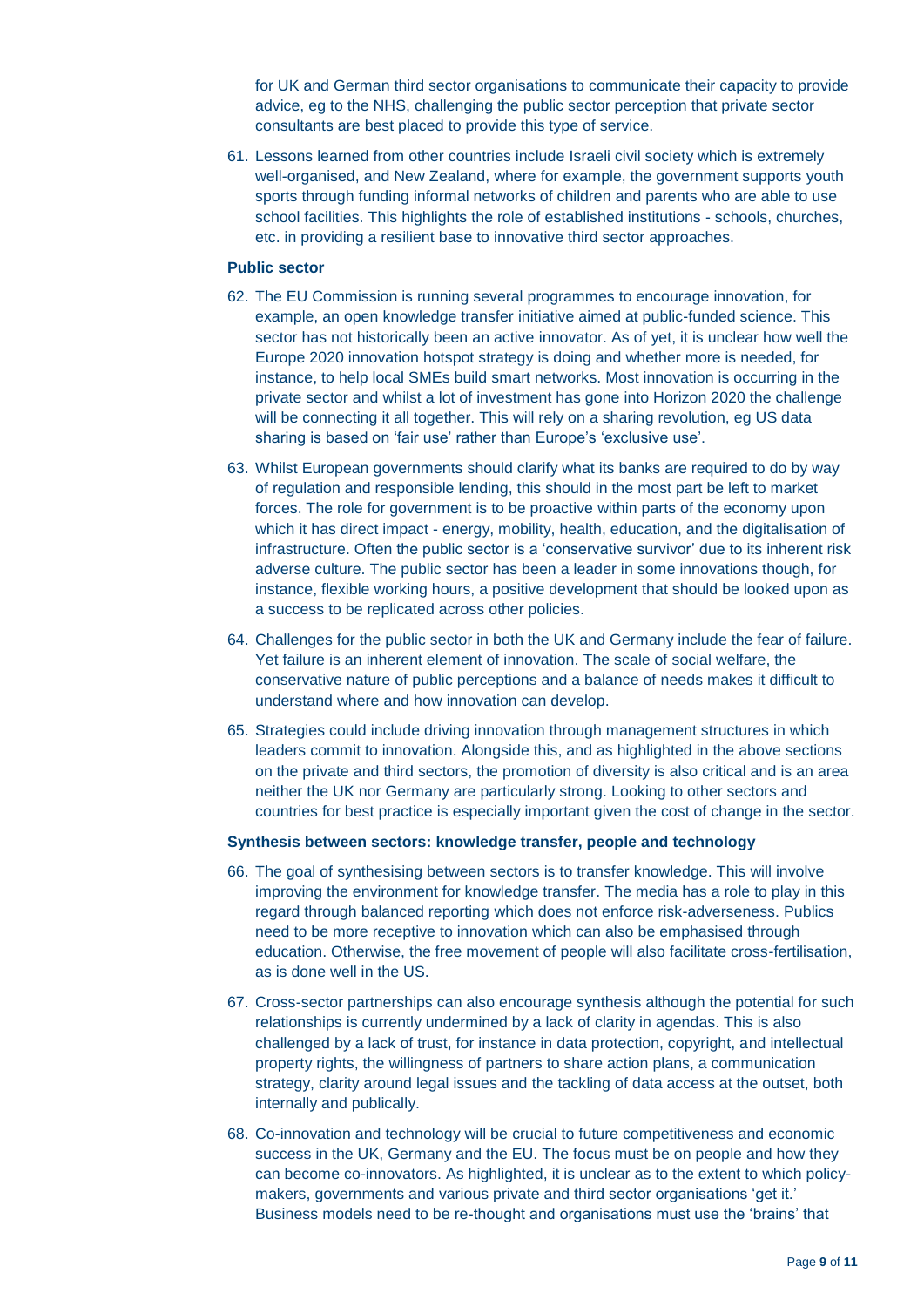for UK and German third sector organisations to communicate their capacity to provide advice, eg to the NHS, challenging the public sector perception that private sector consultants are best placed to provide this type of service.

61. Lessons learned from other countries include Israeli civil society which is extremely well-organised, and New Zealand, where for example, the government supports youth sports through funding informal networks of children and parents who are able to use school facilities. This highlights the role of established institutions - schools, churches, etc. in providing a resilient base to innovative third sector approaches.

**Public sector**

62. The EU Commission is running several programmes to encourage innovation, for example, an open knowledge transfer initiative aimed at public-funded science. This sector has not historically been an active innovator. As of yet, it is unclear how well the Europe 2020 innovation hotspot strategy is doing and whether more is needed, for instance, to help local SMEs build smart networks. Most innovation is occurring in the private sector and whilst a lot of investment has gone into Horizon 2020 the challenge will be connecting it all together. This will rely on a sharing revolution, eg US data sharing is based on 'fair use' rather than Europe's 'exclusive use'.

63. Whilst European governments should clarify what its banks are required to do by way of regulation and responsible lending, this should in the most part be left to market forces. The role for government is to be proactive within parts of the economy upon which it has direct impact - energy, mobility, health, education, and the digitalisation of infrastructure. Often the public sector is a 'conservative survivor' due to its inherent risk adverse culture. The public sector has been a leader in some innovations though, for instance, flexible working hours, a positive development that should be looked upon as a success to be replicated across other policies.

64. Challenges for the public sector in both the UK and Germany include the fear of failure. Yet failure is an inherent element of innovation. The scale of social welfare, the conservative nature of public perceptions and a balance of needs makes it difficult to understand where and how innovation can develop.

65. Strategies could include driving innovation through management structures in which leaders commit to innovation. Alongside this, and as highlighted in the above sections on the private and third sectors, the promotion of diversity is also critical and is an area neither the UK nor Germany are particularly strong. Looking to other sectors and countries for best practice is especially important given the cost of change in the sector.

**Synthesis between sectors: knowledge transfer, people and technology**

66. The goal of synthesising between sectors is to transfer knowledge. This will involve improving the environment for knowledge transfer. The media has a role to play in this regard through balanced reporting which does not enforce risk-adverseness. Publics need to be more receptive to innovation which can also be emphasised through education. Otherwise, the free movement of people will also facilitate cross-fertilisation, as is done well in the US.

67. Cross-sector partnerships can also encourage synthesis although the potential for such relationships is currently undermined by a lack of clarity in agendas. This is also challenged by a lack of trust, for instance in data protection, copyright, and intellectual property rights, the willingness of partners to share action plans, a communication strategy, clarity around legal issues and the tackling of data access at the outset, both internally and publically.

68. Co-innovation and technology will be crucial to future competitiveness and economic success in the UK, Germany and the EU. The focus must be on people and how they can become co-innovators. As highlighted, it is unclear as to the extent to which policy-makers, governments and various private and third sector organisations 'get it.' Business models need to be re-thought and organisations must use the 'brains' that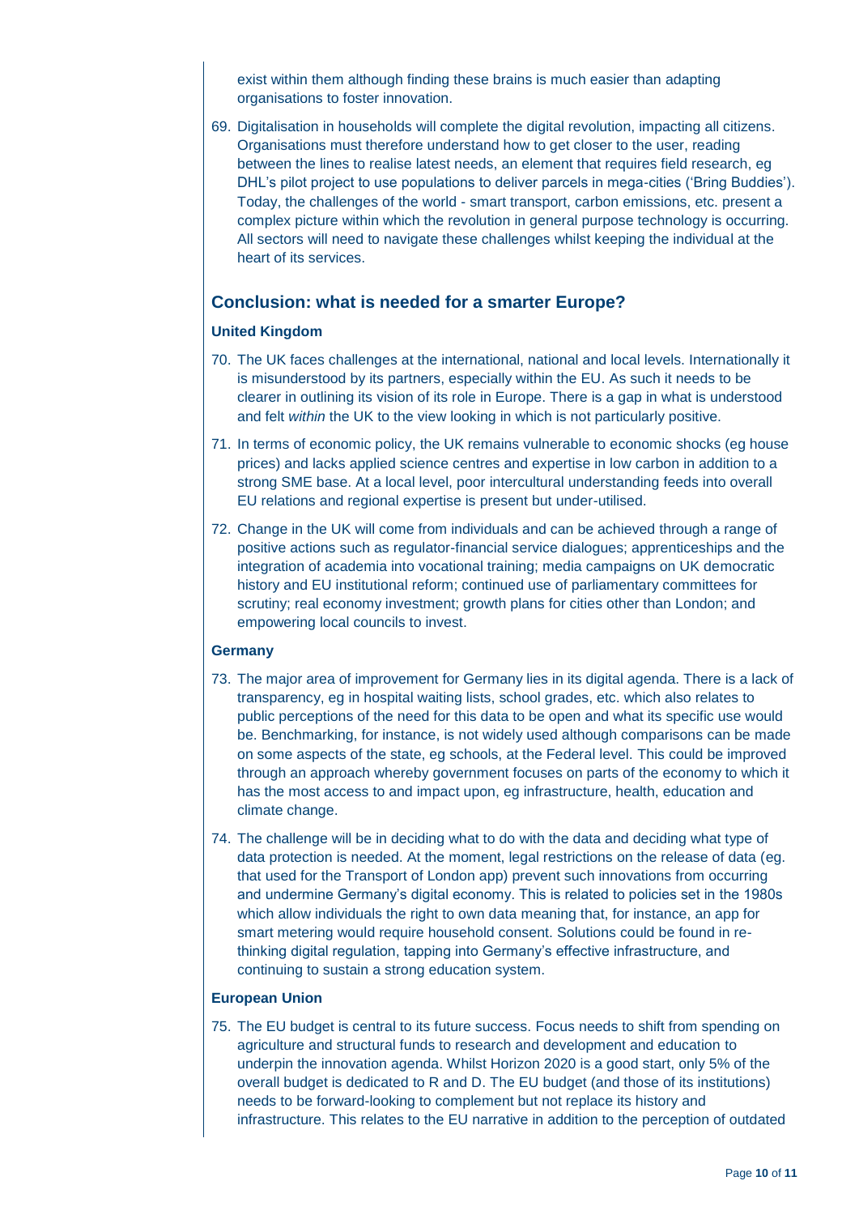exist within them although finding these brains is much easier than adapting organisations to foster innovation.

69. Digitalisation in households will complete the digital revolution, impacting all citizens. Organisations must therefore understand how to get closer to the user, reading between the lines to realise latest needs, an element that requires field research, eg DHL's pilot project to use populations to deliver parcels in mega-cities ('Bring Buddies'). Today, the challenges of the world - smart transport, carbon emissions, etc. present a complex picture within which the revolution in general purpose technology is occurring. All sectors will need to navigate these challenges whilst keeping the individual at the heart of its services.

## Conclusion: what is needed for a smarter Europe?

### United Kingdom

70. The UK faces challenges at the international, national and local levels. Internationally it is misunderstood by its partners, especially within the EU. As such it needs to be clearer in outlining its vision of its role in Europe. There is a gap in what is understood and felt *within* the UK to the view looking in which is not particularly positive.

71. In terms of economic policy, the UK remains vulnerable to economic shocks (eg house prices) and lacks applied science centres and expertise in low carbon in addition to a strong SME base. At a local level, poor intercultural understanding feeds into overall EU relations and regional expertise is present but under-utilised.

72. Change in the UK will come from individuals and can be achieved through a range of positive actions such as regulator-financial service dialogues; apprenticeships and the integration of academia into vocational training; media campaigns on UK democratic history and EU institutional reform; continued use of parliamentary committees for scrutiny; real economy investment; growth plans for cities other than London; and empowering local councils to invest.

### Germany

73. The major area of improvement for Germany lies in its digital agenda. There is a lack of transparency, eg in hospital waiting lists, school grades, etc. which also relates to public perceptions of the need for this data to be open and what its specific use would be. Benchmarking, for instance, is not widely used although comparisons can be made on some aspects of the state, eg schools, at the Federal level. This could be improved through an approach whereby government focuses on parts of the economy to which it has the most access to and impact upon, eg infrastructure, health, education and climate change.

74. The challenge will be in deciding what to do with the data and deciding what type of data protection is needed. At the moment, legal restrictions on the release of data (eg. that used for the Transport of London app) prevent such innovations from occurring and undermine Germany's digital economy. This is related to policies set in the 1980s which allow individuals the right to own data meaning that, for instance, an app for smart metering would require household consent. Solutions could be found in re-thinking digital regulation, tapping into Germany's effective infrastructure, and continuing to sustain a strong education system.

### European Union

75. The EU budget is central to its future success. Focus needs to shift from spending on agriculture and structural funds to research and development and education to underpin the innovation agenda. Whilst Horizon 2020 is a good start, only 5% of the overall budget is dedicated to R and D. The EU budget (and those of its institutions) needs to be forward-looking to complement but not replace its history and infrastructure. This relates to the EU narrative in addition to the perception of outdated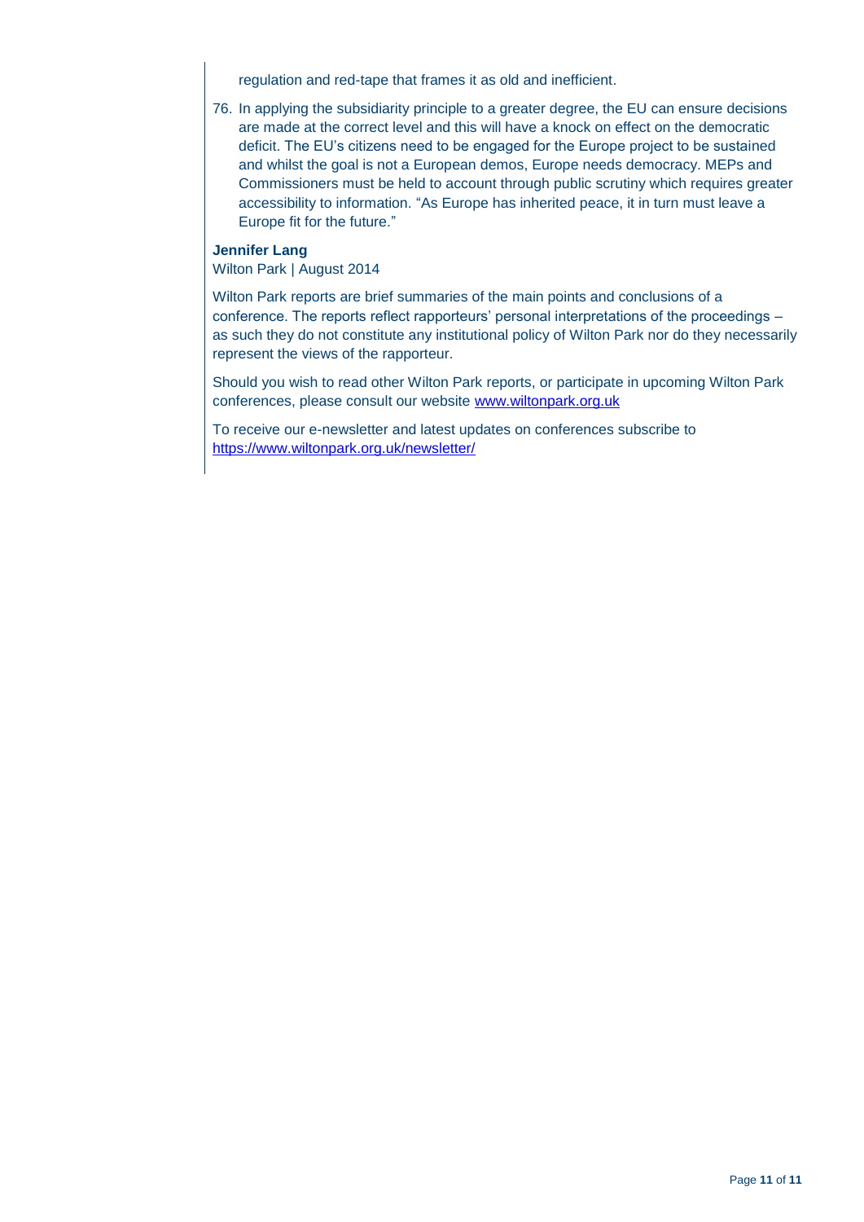regulation and red-tape that frames it as old and inefficient.

76. In applying the subsidiarity principle to a greater degree, the EU can ensure decisions are made at the correct level and this will have a knock on effect on the democratic deficit. The EU's citizens need to be engaged for the Europe project to be sustained and whilst the goal is not a European demos, Europe needs democracy. MEPs and Commissioners must be held to account through public scrutiny which requires greater accessibility to information. "As Europe has inherited peace, it in turn must leave a Europe fit for the future."

**Jennifer Lang**

Wilton Park | August 2014

Wilton Park reports are brief summaries of the main points and conclusions of a conference. The reports reflect rapporteurs' personal interpretations of the proceedings – as such they do not constitute any institutional policy of Wilton Park nor do they necessarily represent the views of the rapporteur.

Should you wish to read other Wilton Park reports, or participate in upcoming Wilton Park conferences, please consult our website [www.wiltonpark.org.uk](http://www.wiltonpark.org.uk)

To receive our e-newsletter and latest updates on conferences subscribe to [https://www.wiltonpark.org.uk/newsletter/](https://www.wiltonpark.org.uk/newsletter/)